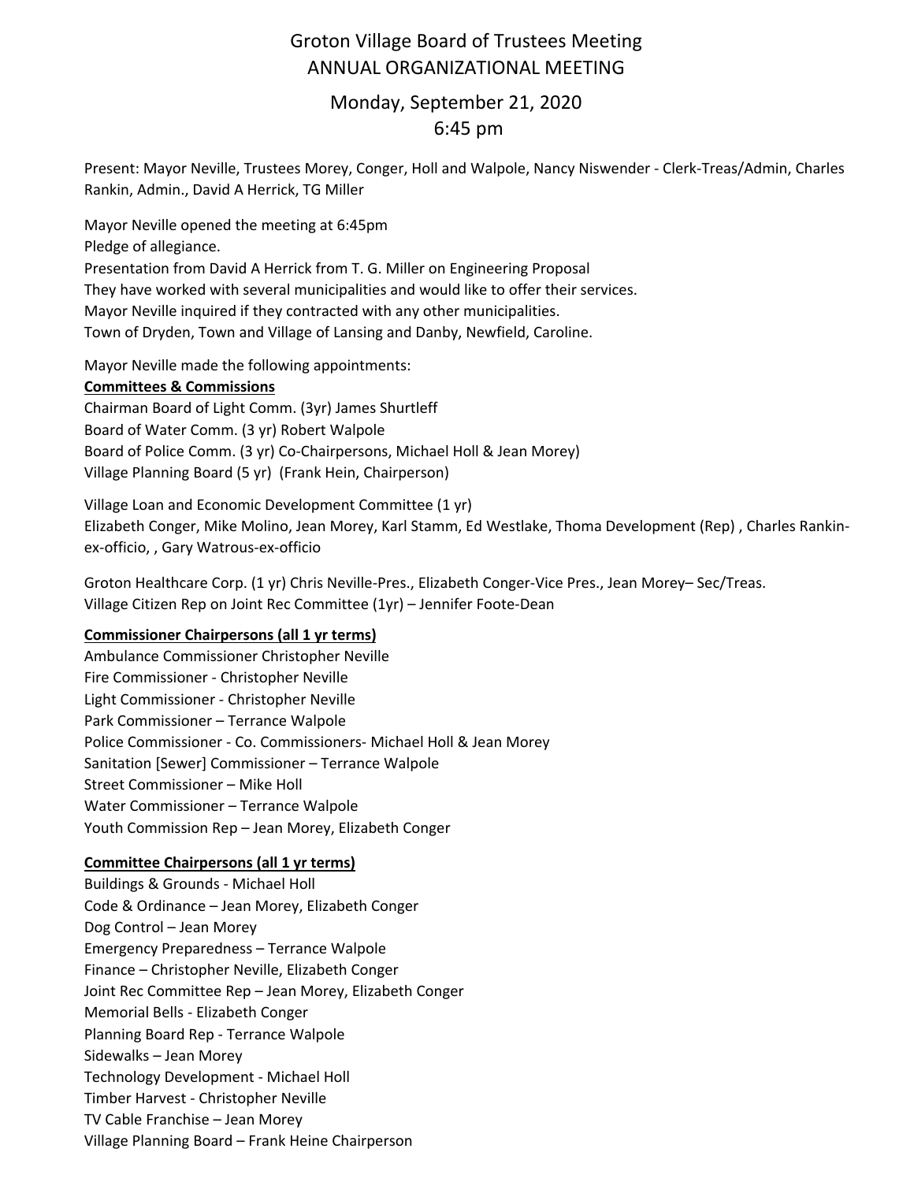# Groton Village Board of Trustees Meeting
## ANNUAL ORGANIZATIONAL MEETING
## Monday, September 21, 2020
## 6:45 pm

Present: Mayor Neville, Trustees Morey, Conger, Holl and Walpole, Nancy Niswender - Clerk-Treas/Admin, Charles Rankin, Admin., David A Herrick, TG Miller

Mayor Neville opened the meeting at 6:45pm
Pledge of allegiance.
Presentation from David A Herrick from T. G. Miller on Engineering Proposal
They have worked with several municipalities and would like to offer their services.
Mayor Neville inquired if they contracted with any other municipalities.
Town of Dryden, Town and Village of Lansing and Danby, Newfield, Caroline.

Mayor Neville made the following appointments:

**Committees & Commissions**

Chairman Board of Light Comm. (3yr) James Shurtleff
Board of Water Comm. (3 yr) Robert Walpole
Board of Police Comm. (3 yr) Co-Chairpersons, Michael Holl & Jean Morey)
Village Planning Board (5 yr) (Frank Hein, Chairperson)

Village Loan and Economic Development Committee (1 yr)
Elizabeth Conger, Mike Molino, Jean Morey, Karl Stamm, Ed Westlake, Thoma Development (Rep) , Charles Rankin-ex-officio, , Gary Watrous-ex-officio

Groton Healthcare Corp. (1 yr) Chris Neville-Pres., Elizabeth Conger-Vice Pres., Jean Morey– Sec/Treas.
Village Citizen Rep on Joint Rec Committee (1yr) – Jennifer Foote-Dean

**Commissioner Chairpersons (all 1 yr terms)**

Ambulance Commissioner Christopher Neville
Fire Commissioner - Christopher Neville
Light Commissioner - Christopher Neville
Park Commissioner – Terrance Walpole
Police Commissioner - Co. Commissioners- Michael Holl & Jean Morey
Sanitation [Sewer] Commissioner – Terrance Walpole
Street Commissioner – Mike Holl
Water Commissioner – Terrance Walpole
Youth Commission Rep – Jean Morey, Elizabeth Conger

**Committee Chairpersons (all 1 yr terms)**

Buildings & Grounds - Michael Holl
Code & Ordinance – Jean Morey, Elizabeth Conger
Dog Control – Jean Morey
Emergency Preparedness – Terrance Walpole
Finance – Christopher Neville, Elizabeth Conger
Joint Rec Committee Rep – Jean Morey, Elizabeth Conger
Memorial Bells - Elizabeth Conger
Planning Board Rep - Terrance Walpole
Sidewalks – Jean Morey
Technology Development - Michael Holl
Timber Harvest - Christopher Neville
TV Cable Franchise – Jean Morey
Village Planning Board – Frank Heine Chairperson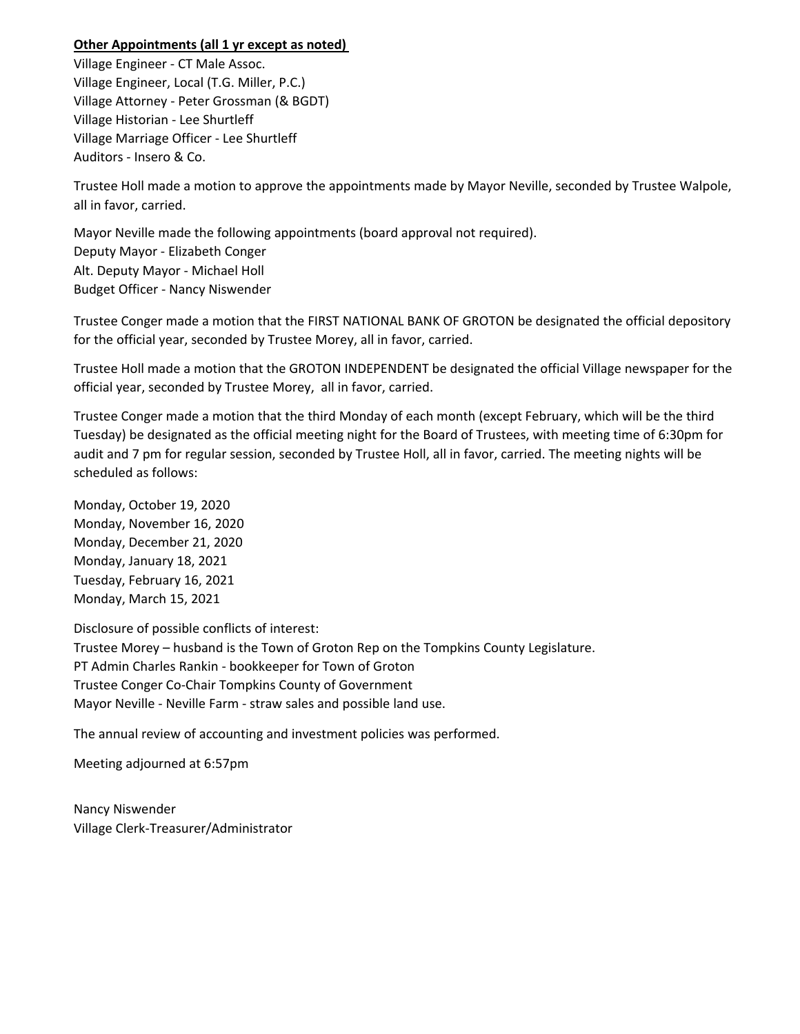**Other Appointments (all 1 yr except as noted)**

Village Engineer - CT Male Assoc.
Village Engineer, Local (T.G. Miller, P.C.)
Village Attorney - Peter Grossman (& BGDT)
Village Historian - Lee Shurtleff
Village Marriage Officer - Lee Shurtleff
Auditors - Insero & Co.

Trustee Holl made a motion to approve the appointments made by Mayor Neville, seconded by Trustee Walpole, all in favor, carried.

Mayor Neville made the following appointments (board approval not required).
Deputy Mayor - Elizabeth Conger
Alt. Deputy Mayor - Michael Holl
Budget Officer - Nancy Niswender

Trustee Conger made a motion that the FIRST NATIONAL BANK OF GROTON be designated the official depository for the official year, seconded by Trustee Morey, all in favor, carried.

Trustee Holl made a motion that the GROTON INDEPENDENT be designated the official Village newspaper for the official year, seconded by Trustee Morey, all in favor, carried.

Trustee Conger made a motion that the third Monday of each month (except February, which will be the third Tuesday) be designated as the official meeting night for the Board of Trustees, with meeting time of 6:30pm for audit and 7 pm for regular session, seconded by Trustee Holl, all in favor, carried. The meeting nights will be scheduled as follows:

Monday, October 19, 2020
Monday, November 16, 2020
Monday, December 21, 2020
Monday, January 18, 2021
Tuesday, February 16, 2021
Monday, March 15, 2021

Disclosure of possible conflicts of interest:
Trustee Morey – husband is the Town of Groton Rep on the Tompkins County Legislature.
PT Admin Charles Rankin - bookkeeper for Town of Groton
Trustee Conger Co-Chair Tompkins County of Government
Mayor Neville - Neville Farm - straw sales and possible land use.

The annual review of accounting and investment policies was performed.

Meeting adjourned at 6:57pm

Nancy Niswender
Village Clerk-Treasurer/Administrator